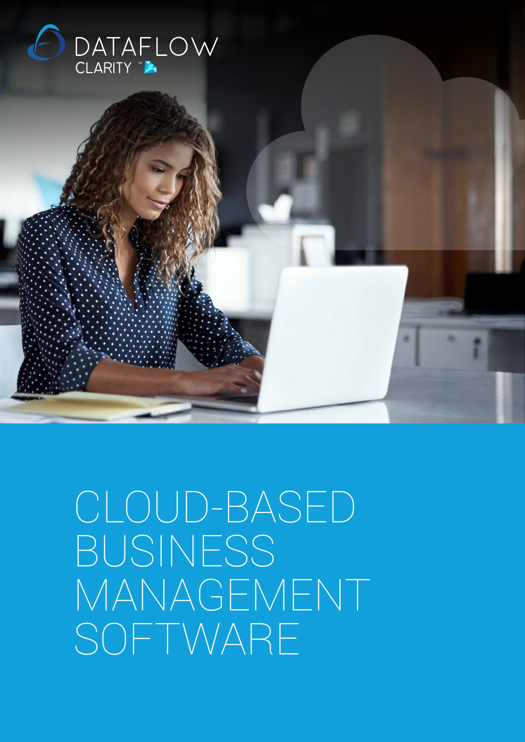DATAFLOW

CLARITY™

# CLOUD-BASED BUSINESS MANAGEMENT SOFTWARE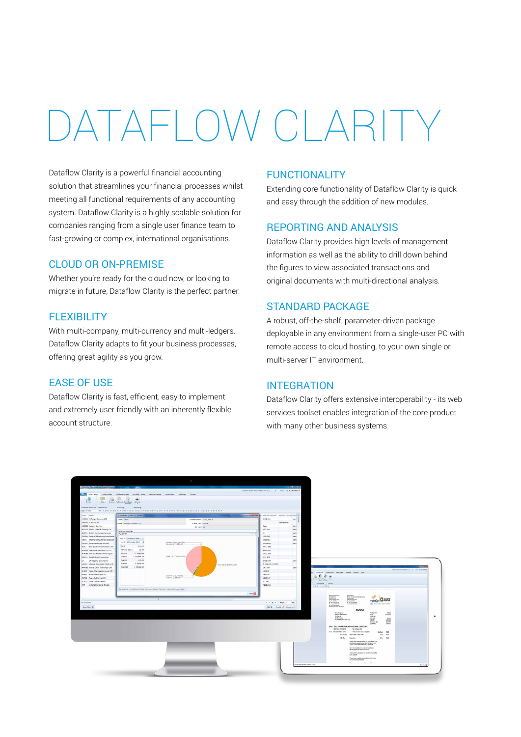# DATAFLOW CLARITY

Dataflow Clarity is a powerful financial accounting solution that streamlines your financial processes whilst meeting all functional requirements of any accounting system. Dataflow Clarity is a highly scalable solution for companies ranging from a single user finance team to fast-growing or complex, international organisations.

## CLOUD OR ON-PREMISE

Whether you're ready for the cloud now, or looking to migrate in future, Dataflow Clarity is the perfect partner.

## FLEXIBILITY

With multi-company, multi-currency and multi-ledgers, Dataflow Clarity adapts to fit your business processes, offering great agility as you grow.

## EASE OF USE

Dataflow Clarity is fast, efficient, easy to implement and extremely user friendly with an inherently flexible account structure.

## FUNCTIONALITY

Extending core functionality of Dataflow Clarity is quick and easy through the addition of new modules.

## REPORTING AND ANALYSIS

Dataflow Clarity provides high levels of management information as well as the ability to drill down behind the figures to view associated transactions and original documents with multi-directional analysis.

## STANDARD PACKAGE

A robust, off-the-shelf, parameter-driven package deployable in any environment from a single-user PC with remote access to cloud hosting, to your own single or multi-server IT environment.

## INTEGRATION

Dataflow Clarity offers extensive interoperability - its web services toolset enables integration of the core product with many other business systems.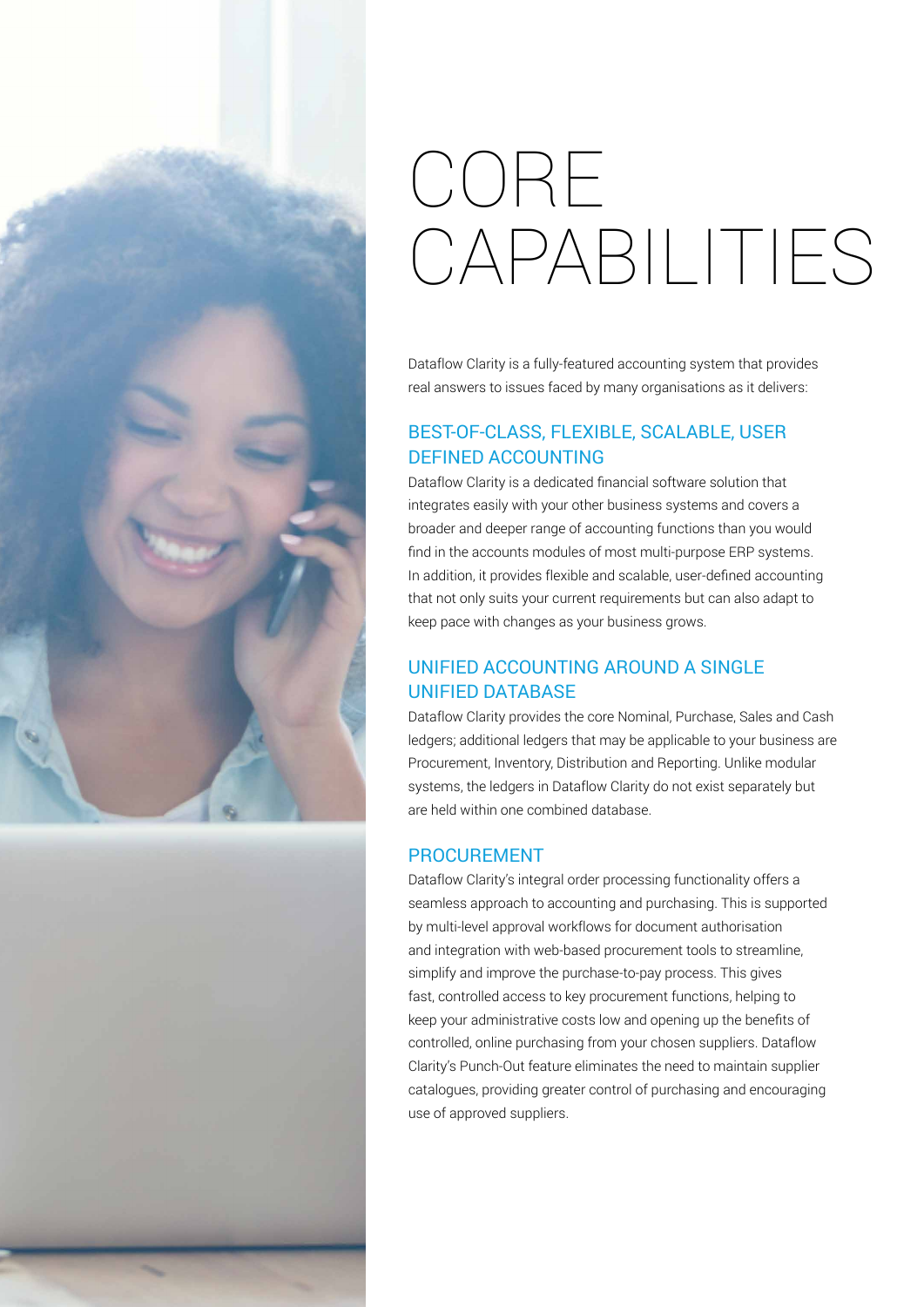# CORE CAPABILITIES

Dataflow Clarity is a fully-featured accounting system that provides real answers to issues faced by many organisations as it delivers:

## BEST-OF-CLASS, FLEXIBLE, SCALABLE, USER DEFINED ACCOUNTING

Dataflow Clarity is a dedicated financial software solution that integrates easily with your other business systems and covers a broader and deeper range of accounting functions than you would find in the accounts modules of most multi-purpose ERP systems. In addition, it provides flexible and scalable, user-defined accounting that not only suits your current requirements but can also adapt to keep pace with changes as your business grows.

## UNIFIED ACCOUNTING AROUND A SINGLE UNIFIED DATABASE

Dataflow Clarity provides the core Nominal, Purchase, Sales and Cash ledgers; additional ledgers that may be applicable to your business are Procurement, Inventory, Distribution and Reporting. Unlike modular systems, the ledgers in Dataflow Clarity do not exist separately but are held within one combined database.

## PROCUREMENT

Dataflow Clarity's integral order processing functionality offers a seamless approach to accounting and purchasing. This is supported by multi-level approval workflows for document authorisation and integration with web-based procurement tools to streamline, simplify and improve the purchase-to-pay process. This gives fast, controlled access to key procurement functions, helping to keep your administrative costs low and opening up the benefits of controlled, online purchasing from your chosen suppliers. Dataflow Clarity's Punch-Out feature eliminates the need to maintain supplier catalogues, providing greater control of purchasing and encouraging use of approved suppliers.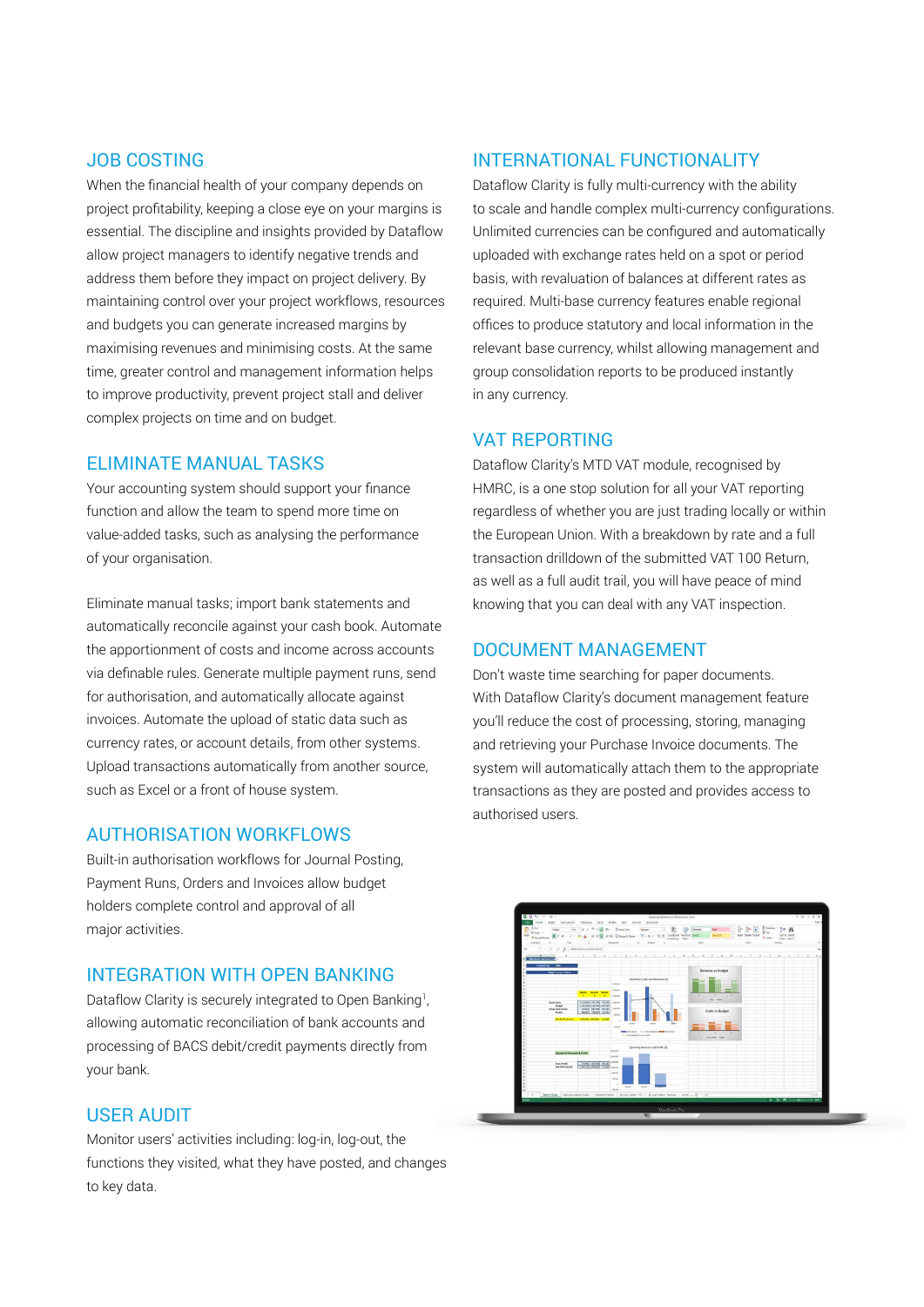## JOB COSTING

When the financial health of your company depends on project profitability, keeping a close eye on your margins is essential. The discipline and insights provided by Dataflow allow project managers to identify negative trends and address them before they impact on project delivery. By maintaining control over your project workflows, resources and budgets you can generate increased margins by maximising revenues and minimising costs. At the same time, greater control and management information helps to improve productivity, prevent project stall and deliver complex projects on time and on budget.

## ELIMINATE MANUAL TASKS

Your accounting system should support your finance function and allow the team to spend more time on value-added tasks, such as analysing the performance of your organisation.

Eliminate manual tasks; import bank statements and automatically reconcile against your cash book. Automate the apportionment of costs and income across accounts via definable rules. Generate multiple payment runs, send for authorisation, and automatically allocate against invoices. Automate the upload of static data such as currency rates, or account details, from other systems. Upload transactions automatically from another source, such as Excel or a front of house system.

## AUTHORISATION WORKFLOWS

Built-in authorisation workflows for Journal Posting, Payment Runs, Orders and Invoices allow budget holders complete control and approval of all major activities.

## INTEGRATION WITH OPEN BANKING

Dataflow Clarity is securely integrated to Open Banking[1], allowing automatic reconciliation of bank accounts and processing of BACS debit/credit payments directly from your bank.

## USER AUDIT

Monitor users' activities including: log-in, log-out, the functions they visited, what they have posted, and changes to key data.

## INTERNATIONAL FUNCTIONALITY

Dataflow Clarity is fully multi-currency with the ability to scale and handle complex multi-currency configurations. Unlimited currencies can be configured and automatically uploaded with exchange rates held on a spot or period basis, with revaluation of balances at different rates as required. Multi-base currency features enable regional offices to produce statutory and local information in the relevant base currency, whilst allowing management and group consolidation reports to be produced instantly in any currency.

## VAT REPORTING

Dataflow Clarity's MTD VAT module, recognised by HMRC, is a one stop solution for all your VAT reporting regardless of whether you are just trading locally or within the European Union. With a breakdown by rate and a full transaction drilldown of the submitted VAT 100 Return, as well as a full audit trail, you will have peace of mind knowing that you can deal with any VAT inspection.

## DOCUMENT MANAGEMENT

Don't waste time searching for paper documents. With Dataflow Clarity's document management feature you'll reduce the cost of processing, storing, managing and retrieving your Purchase Invoice documents. The system will automatically attach them to the appropriate transactions as they are posted and provides access to authorised users.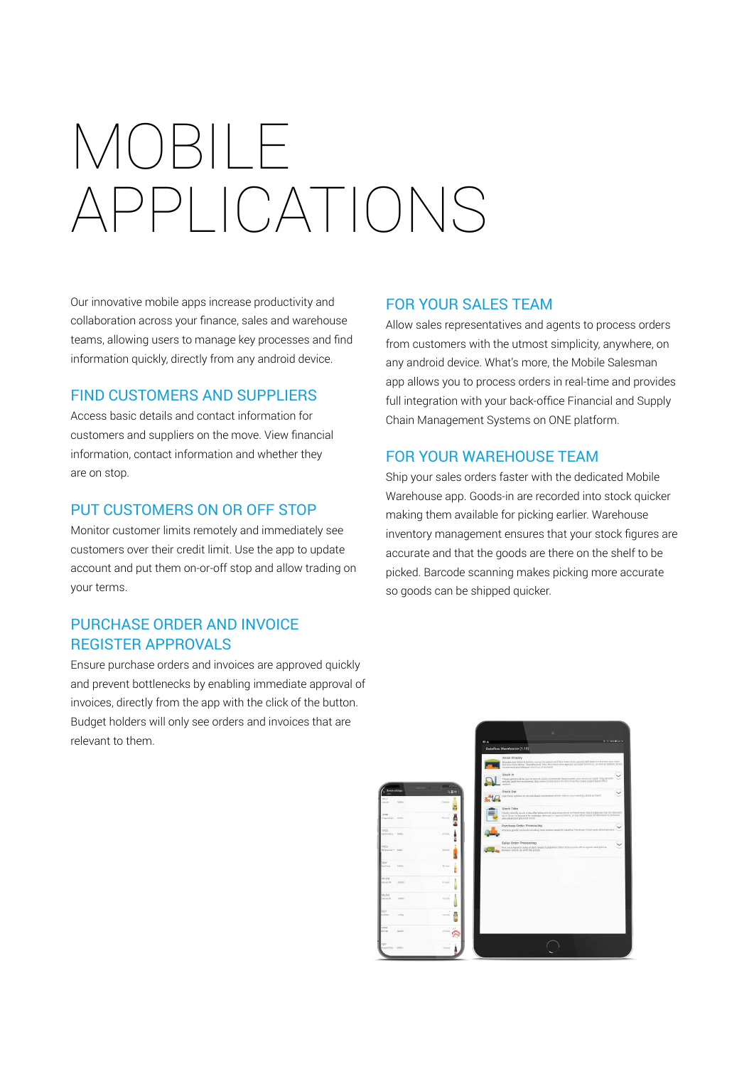# MOBILE APPLICATIONS

Our innovative mobile apps increase productivity and collaboration across your finance, sales and warehouse teams, allowing users to manage key processes and find information quickly, directly from any android device.

## FIND CUSTOMERS AND SUPPLIERS

Access basic details and contact information for customers and suppliers on the move. View financial information, contact information and whether they are on stop.

## PUT CUSTOMERS ON OR OFF STOP

Monitor customer limits remotely and immediately see customers over their credit limit. Use the app to update account and put them on-or-off stop and allow trading on your terms.

## PURCHASE ORDER AND INVOICE REGISTER APPROVALS

Ensure purchase orders and invoices are approved quickly and prevent bottlenecks by enabling immediate approval of invoices, directly from the app with the click of the button. Budget holders will only see orders and invoices that are relevant to them.

## FOR YOUR SALES TEAM

Allow sales representatives and agents to process orders from customers with the utmost simplicity, anywhere, on any android device. What's more, the Mobile Salesman app allows you to process orders in real-time and provides full integration with your back-office Financial and Supply Chain Management Systems on ONE platform.

## FOR YOUR WAREHOUSE TEAM

Ship your sales orders faster with the dedicated Mobile Warehouse app. Goods-in are recorded into stock quicker making them available for picking earlier. Warehouse inventory management ensures that your stock figures are accurate and that the goods are there on the shelf to be picked. Barcode scanning makes picking more accurate so goods can be shipped quicker.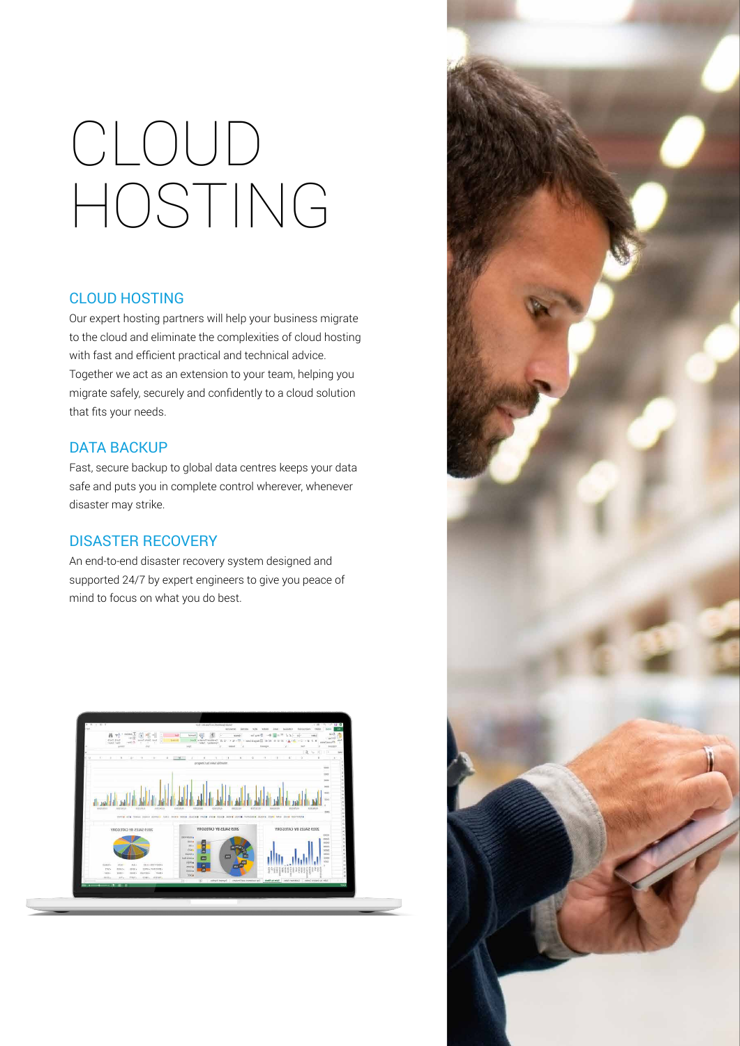# CLOUD HOSTING

## CLOUD HOSTING

Our expert hosting partners will help your business migrate to the cloud and eliminate the complexities of cloud hosting with fast and efficient practical and technical advice. Together we act as an extension to your team, helping you migrate safely, securely and confidently to a cloud solution that fits your needs.

## DATA BACKUP

Fast, secure backup to global data centres keeps your data safe and puts you in complete control wherever, whenever disaster may strike.

## DISASTER RECOVERY

An end-to-end disaster recovery system designed and supported 24/7 by expert engineers to give you peace of mind to focus on what you do best.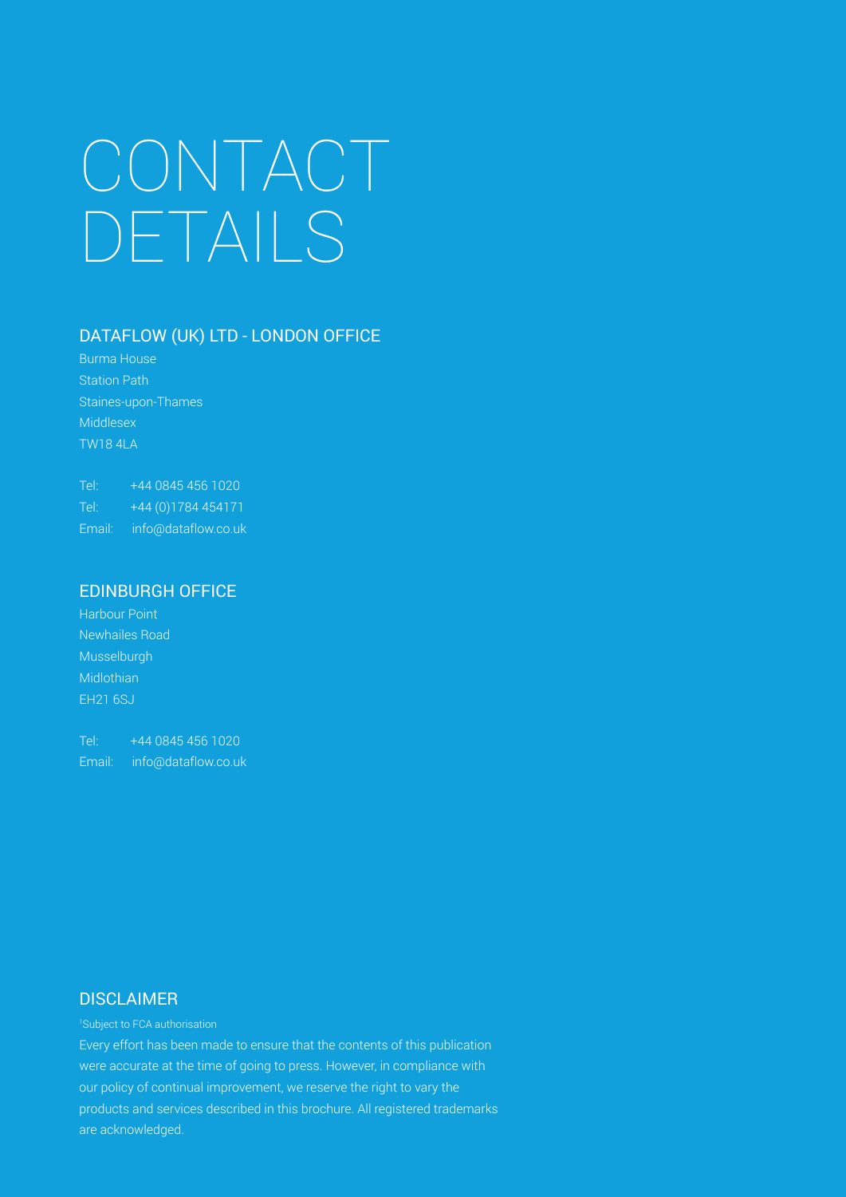# CONTACT DETAILS

## DATAFLOW (UK) LTD - LONDON OFFICE

Burma House
Station Path
Staines-upon-Thames
Middlesex
TW18 4LA

Tel: +44 0845 456 1020
Tel: +44 (0)1784 454171
Email: info@dataflow.co.uk

## EDINBURGH OFFICE

Harbour Point
Newhailes Road
Musselburgh
Midlothian
EH21 6SJ

Tel: +44 0845 456 1020
Email: info@dataflow.co.uk

## DISCLAIMER

[1]Subject to FCA authorisation

Every effort has been made to ensure that the contents of this publication were accurate at the time of going to press. However, in compliance with our policy of continual improvement, we reserve the right to vary the products and services described in this brochure. All registered trademarks are acknowledged.